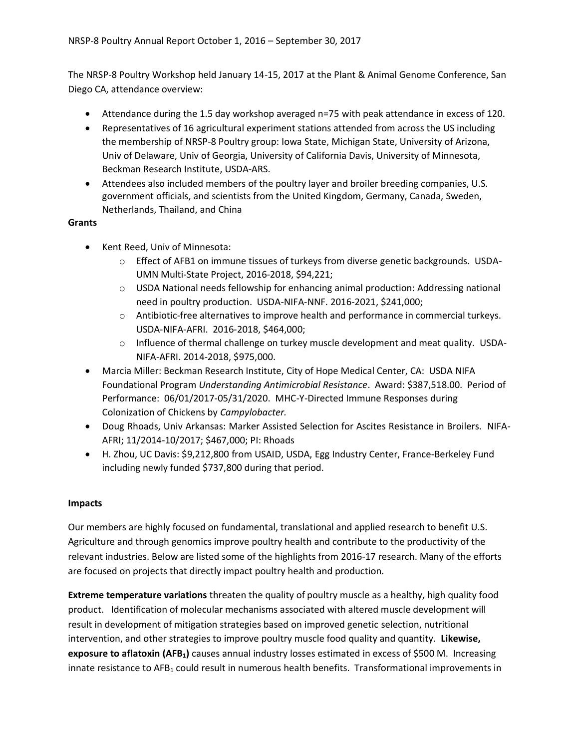NRSP-8 Poultry Annual Report October 1, 2016 – September 30, 2017

The NRSP-8 Poultry Workshop held January 14-15, 2017 at the Plant & Animal Genome Conference, San Diego CA, attendance overview:

- Attendance during the 1.5 day workshop averaged n=75 with peak attendance in excess of 120.
- Representatives of 16 agricultural experiment stations attended from across the US including the membership of NRSP-8 Poultry group: Iowa State, Michigan State, University of Arizona, Univ of Delaware, Univ of Georgia, University of California Davis, University of Minnesota, Beckman Research Institute, USDA-ARS.
- Attendees also included members of the poultry layer and broiler breeding companies, U.S. government officials, and scientists from the United Kingdom, Germany, Canada, Sweden, Netherlands, Thailand, and China

**Grants**

- Kent Reed, Univ of Minnesota:
  - Effect of AFB1 on immune tissues of turkeys from diverse genetic backgrounds. USDA-UMN Multi-State Project, 2016-2018, $94,221;
  - USDA National needs fellowship for enhancing animal production: Addressing national need in poultry production. USDA-NIFA-NNF. 2016-2021, $241,000;
  - Antibiotic-free alternatives to improve health and performance in commercial turkeys. USDA-NIFA-AFRI. 2016-2018, $464,000;
  - Influence of thermal challenge on turkey muscle development and meat quality. USDA-NIFA-AFRI. 2014-2018, $975,000.
- Marcia Miller: Beckman Research Institute, City of Hope Medical Center, CA: USDA NIFA Foundational Program *Understanding Antimicrobial Resistance*. Award: $387,518.00. Period of Performance: 06/01/2017-05/31/2020. MHC-Y-Directed Immune Responses during Colonization of Chickens by *Campylobacter.*
- Doug Rhoads, Univ Arkansas: Marker Assisted Selection for Ascites Resistance in Broilers. NIFA-AFRI; 11/2014-10/2017; $467,000; PI: Rhoads
- H. Zhou, UC Davis: $9,212,800 from USAID, USDA, Egg Industry Center, France-Berkeley Fund including newly funded $737,800 during that period.

**Impacts**

Our members are highly focused on fundamental, translational and applied research to benefit U.S. Agriculture and through genomics improve poultry health and contribute to the productivity of the relevant industries. Below are listed some of the highlights from 2016-17 research. Many of the efforts are focused on projects that directly impact poultry health and production.

**Extreme temperature variations** threaten the quality of poultry muscle as a healthy, high quality food product. Identification of molecular mechanisms associated with altered muscle development will result in development of mitigation strategies based on improved genetic selection, nutritional intervention, and other strategies to improve poultry muscle food quality and quantity. **Likewise, exposure to aflatoxin ($AFB_1$)** causes annual industry losses estimated in excess of $500 M. Increasing innate resistance to $AFB_1$ could result in numerous health benefits. Transformational improvements in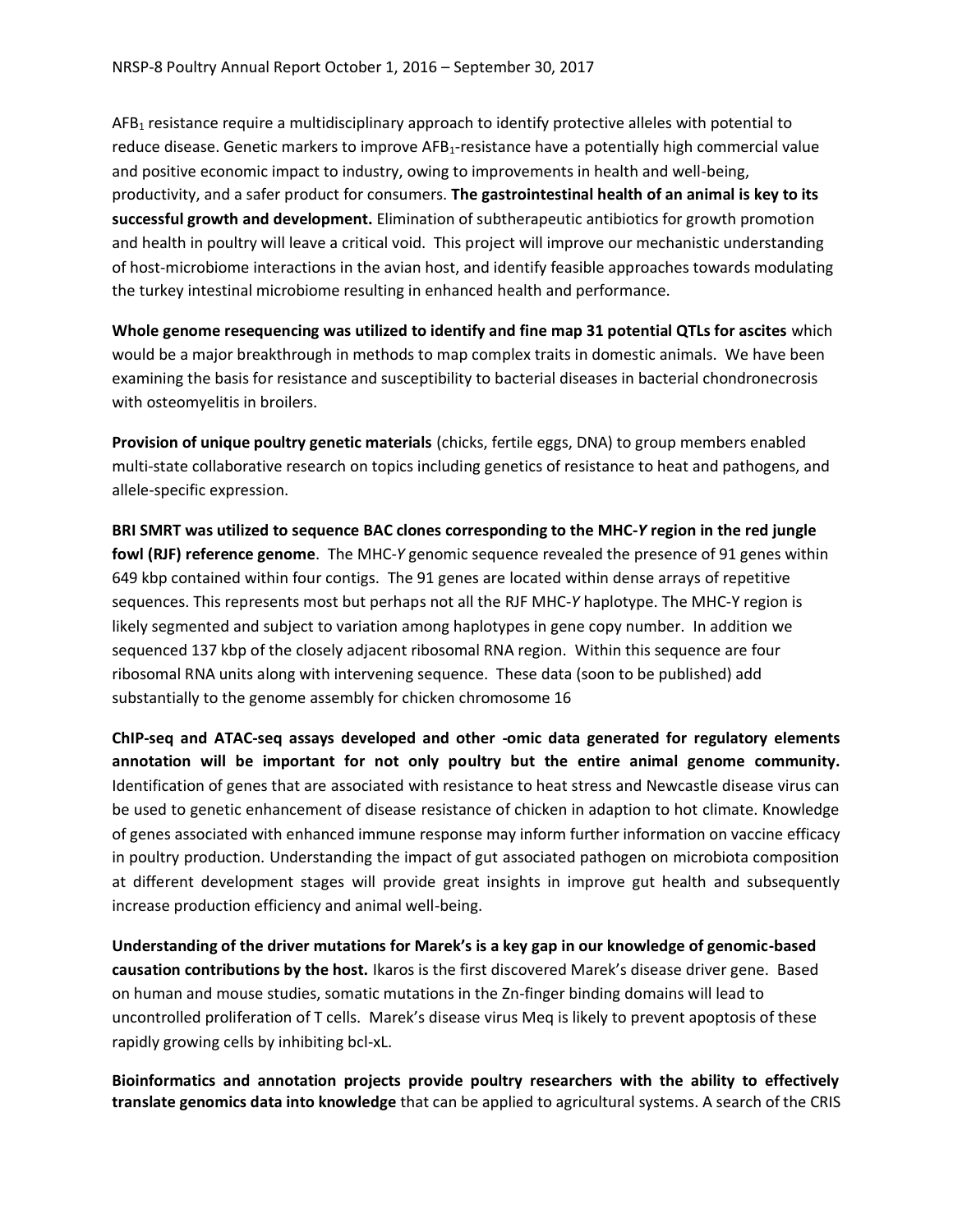$AFB_1$ resistance require a multidisciplinary approach to identify protective alleles with potential to reduce disease. Genetic markers to improve $AFB_1$-resistance have a potentially high commercial value and positive economic impact to industry, owing to improvements in health and well-being, productivity, and a safer product for consumers. **The gastrointestinal health of an animal is key to its successful growth and development.** Elimination of subtherapeutic antibiotics for growth promotion and health in poultry will leave a critical void. This project will improve our mechanistic understanding of host-microbiome interactions in the avian host, and identify feasible approaches towards modulating the turkey intestinal microbiome resulting in enhanced health and performance.

**Whole genome resequencing was utilized to identify and fine map 31 potential QTLs for ascites** which would be a major breakthrough in methods to map complex traits in domestic animals. We have been examining the basis for resistance and susceptibility to bacterial diseases in bacterial chondronecrosis with osteomyelitis in broilers.

**Provision of unique poultry genetic materials** (chicks, fertile eggs, DNA) to group members enabled multi-state collaborative research on topics including genetics of resistance to heat and pathogens, and allele-specific expression.

**BRI SMRT was utilized to sequence BAC clones corresponding to the MHC-*Y* region in the red jungle fowl (RJF) reference genome**. The MHC-*Y* genomic sequence revealed the presence of 91 genes within 649 kbp contained within four contigs. The 91 genes are located within dense arrays of repetitive sequences. This represents most but perhaps not all the RJF MHC-*Y* haplotype. The MHC-Y region is likely segmented and subject to variation among haplotypes in gene copy number. In addition we sequenced 137 kbp of the closely adjacent ribosomal RNA region. Within this sequence are four ribosomal RNA units along with intervening sequence. These data (soon to be published) add substantially to the genome assembly for chicken chromosome 16

**ChIP-seq and ATAC-seq assays developed and other -omic data generated for regulatory elements annotation will be important for not only poultry but the entire animal genome community.** Identification of genes that are associated with resistance to heat stress and Newcastle disease virus can be used to genetic enhancement of disease resistance of chicken in adaption to hot climate. Knowledge of genes associated with enhanced immune response may inform further information on vaccine efficacy in poultry production. Understanding the impact of gut associated pathogen on microbiota composition at different development stages will provide great insights in improve gut health and subsequently increase production efficiency and animal well-being.

**Understanding of the driver mutations for Marek's is a key gap in our knowledge of genomic-based causation contributions by the host.** Ikaros is the first discovered Marek's disease driver gene. Based on human and mouse studies, somatic mutations in the Zn-finger binding domains will lead to uncontrolled proliferation of T cells. Marek's disease virus Meq is likely to prevent apoptosis of these rapidly growing cells by inhibiting bcl-xL.

**Bioinformatics and annotation projects provide poultry researchers with the ability to effectively translate genomics data into knowledge** that can be applied to agricultural systems. A search of the CRIS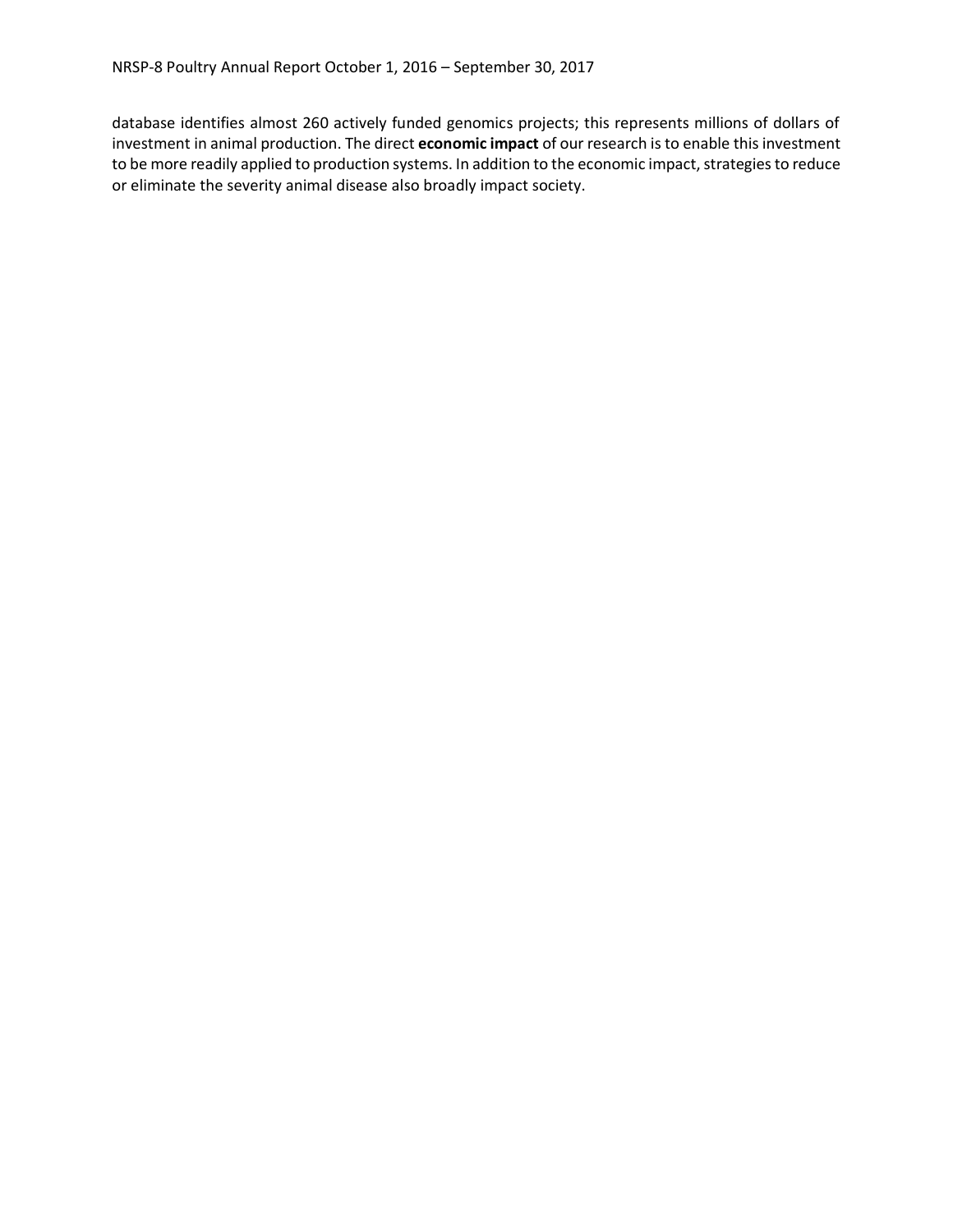database identifies almost 260 actively funded genomics projects; this represents millions of dollars of investment in animal production. The direct **economic impact** of our research is to enable this investment to be more readily applied to production systems. In addition to the economic impact, strategies to reduce or eliminate the severity animal disease also broadly impact society.